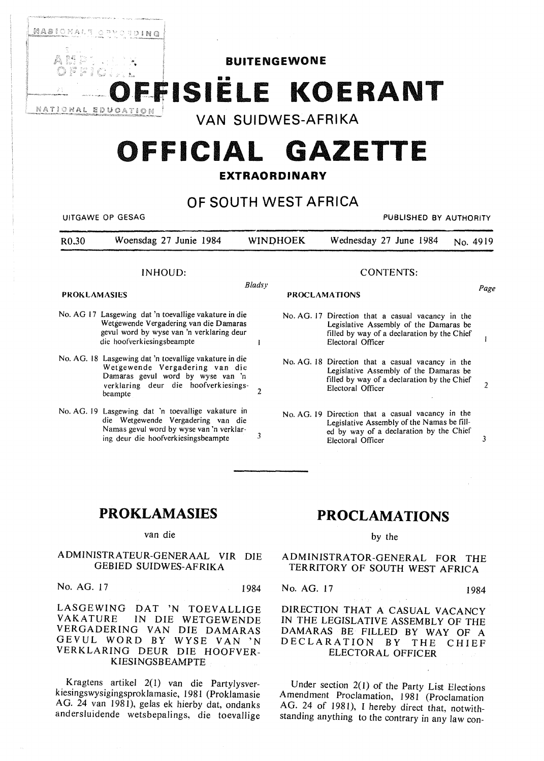# BUITENGEWONE OFFISIËLE KOERANT VAN SUIDWES-AFRIKA

# OFFICIAL GAZETTE EXTRAORDINARY OF SOUTH WEST AFRICA

UITGAWE OP GESAG — PUBLISHED BY AUTHORITY

R0,30 — Woensdag 27 Junie 1984 — WINDHOEK — Wednesday 27 June 1984 — No. 4919

## INHOUD:

**PROKLAMASIES** — *Bladsy*

No. AG 17 Lasgewing dat 'n toevallige vakature in die Wetgewende Vergadering van die Damaras gevul word by wyse van 'n verklaring deur die hoofverkiesingsbeampte — 1

No. AG. 18 Lasgewing dat 'n toevallige vakature in die Wetgewende Vergadering van die Damaras gevul word by wyse van 'n verklaring deur die hoofverkiesingsbeampte — 2

No. AG. 19 Lasgewing dat 'n toevallige vakature in die Wetgewende Vergadering van die Namas gevul word by wyse van 'n verklaring deur die hoofverkiesingsbeampte — 3

## CONTENTS:

**PROCLAMATIONS** — *Page*

No. AG. 17 Direction that a casual vacancy in the Legislative Assembly of the Damaras be filled by way of a declaration by the Chief Electoral Officer — 1

No. AG. 18 Direction that a casual vacancy in the Legislative Assembly of the Damaras be filled by way of a declaration by the Chief Electoral Officer — 2

No. AG. 19 Direction that a casual vacancy in the Legislative Assembly of the Namas be filled by way of a declaration by the Chief Electoral Officer — 3

---

## PROKLAMASIES

van die

### ADMINISTRATEUR-GENERAAL VIR DIE GEBIED SUIDWES-AFRIKA

No. AG. 17 — 1984

### LASGEWING DAT 'N TOEVALLIGE VAKATURE IN DIE WETGEWENDE VERGADERING VAN DIE DAMARAS GEVUL WORD BY WYSE VAN 'N VERKLARING DEUR DIE HOOFVERKIESINGSBEAMPTE

Kragtens artikel 2(1) van die Partylysverkiesingswysigingsproklamasie, 1981 (Proklamasie AG. 24 van 1981), gelas ek hierby dat, ondanks andersluidende wetsbepalings, die toevallige

## PROCLAMATIONS

by the

### ADMINISTRATOR-GENERAL FOR THE TERRITORY OF SOUTH WEST AFRICA

No. AG. 17 — 1984

### DIRECTION THAT A CASUAL VACANCY IN THE LEGISLATIVE ASSEMBLY OF THE DAMARAS BE FILLED BY WAY OF A DECLARATION BY THE CHIEF ELECTORAL OFFICER

Under section 2(1) of the Party List Elections Amendment Proclamation, 1981 (Proclamation AG. 24 of 1981), I hereby direct that, notwithstanding anything to the contrary in any law con-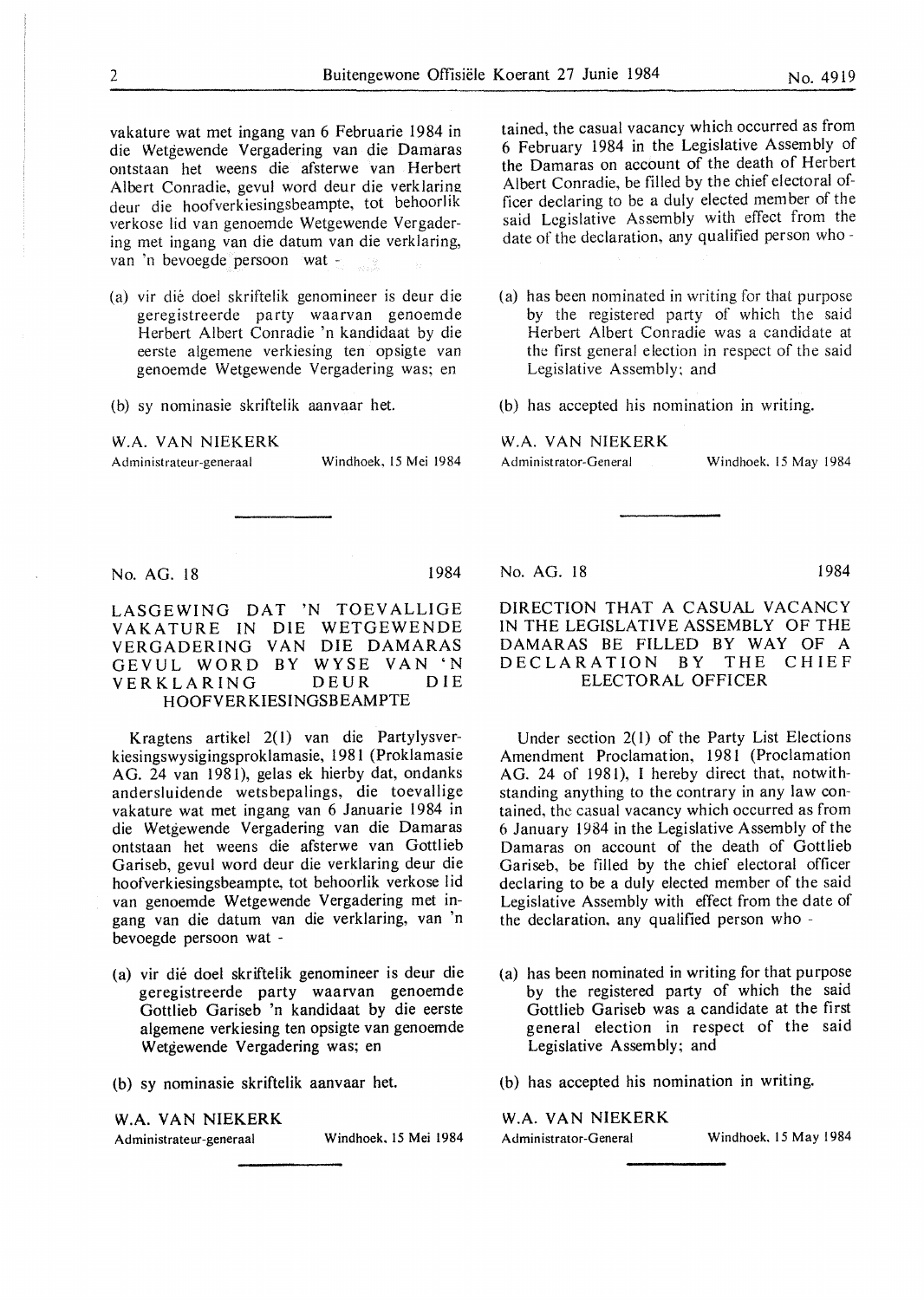vakature wat met ingang van 6 Februarie 1984 in die Wetgewende Vergadering van die Damaras ontstaan het weens die afsterwe van Herbert Albert Conradie, gevul word deur die verklaring deur die hoofverkiesingsbeampte, tot behoorlik verkose lid van genoemde Wetgewende Vergadering met ingang van die datum van die verklaring, van 'n bevoegde persoon wat -

(a) vir dié doel skriftelik genomineer is deur die geregistreerde party waarvan genoemde Herbert Albert Conradie 'n kandidaat by die eerste algemene verkiesing ten opsigte van genoemde Wetgewende Vergadering was; en

(b) sy nominasie skriftelik aanvaar het.

W.A. VAN NIEKERK
Administrateur-generaal — Windhoek, 15 Mei 1984

tained, the casual vacancy which occurred as from 6 February 1984 in the Legislative Assembly of the Damaras on account of the death of Herbert Albert Conradie, be filled by the chief electoral officer declaring to be a duly elected member of the said Legislative Assembly with effect from the date of the declaration, any qualified person who -

(a) has been nominated in writing for that purpose by the registered party of which the said Herbert Albert Conradie was a candidate at the first general election in respect of the said Legislative Assembly; and

(b) has accepted his nomination in writing.

W.A. VAN NIEKERK
Administrator-General — Windhoek, 15 May 1984

---

No. AG. 18 — 1984

## LASGEWING DAT 'N TOEVALLIGE VAKATURE IN DIE WETGEWENDE VERGADERING VAN DIE DAMARAS GEVUL WORD BY WYSE VAN 'N VERKLARING DEUR DIE HOOFVERKIESINGSBEAMPTE

Kragtens artikel 2(1) van die Partylysverkiesingswysigingsproklamasie, 1981 (Proklamasie AG. 24 van 1981), gelas ek hierby dat, ondanks andersluidende wetsbepalings, die toevallige vakature wat met ingang van 6 Januarie 1984 in die Wetgewende Vergadering van die Damaras ontstaan het weens die afsterwe van Gottlieb Gariseb, gevul word deur die verklaring deur die hoofverkiesingsbeampte, tot behoorlik verkose lid van genoemde Wetgewende Vergadering met ingang van die datum van die verklaring, van 'n bevoegde persoon wat -

(a) vir dié doel skriftelik genomineer is deur die geregistreerde party waarvan genoemde Gottlieb Gariseb 'n kandidaat by die eerste algemene verkiesing ten opsigte van genoemde Wetgewende Vergadering was; en

(b) sy nominasie skriftelik aanvaar het.

W.A. VAN NIEKERK
Administrateur-generaal — Windhoek, 15 Mei 1984

No. AG. 18 — 1984

## DIRECTION THAT A CASUAL VACANCY IN THE LEGISLATIVE ASSEMBLY OF THE DAMARAS BE FILLED BY WAY OF A DECLARATION BY THE CHIEF ELECTORAL OFFICER

Under section 2(1) of the Party List Elections Amendment Proclamation, 1981 (Proclamation AG. 24 of 1981), I hereby direct that, notwithstanding anything to the contrary in any law contained, the casual vacancy which occurred as from 6 January 1984 in the Legislative Assembly of the Damaras on account of the death of Gottlieb Gariseb, be filled by the chief electoral officer declaring to be a duly elected member of the said Legislative Assembly with effect from the date of the declaration, any qualified person who -

(a) has been nominated in writing for that purpose by the registered party of which the said Gottlieb Gariseb was a candidate at the first general election in respect of the said Legislative Assembly; and

(b) has accepted his nomination in writing.

W.A. VAN NIEKERK
Administrator-General — Windhoek, 15 May 1984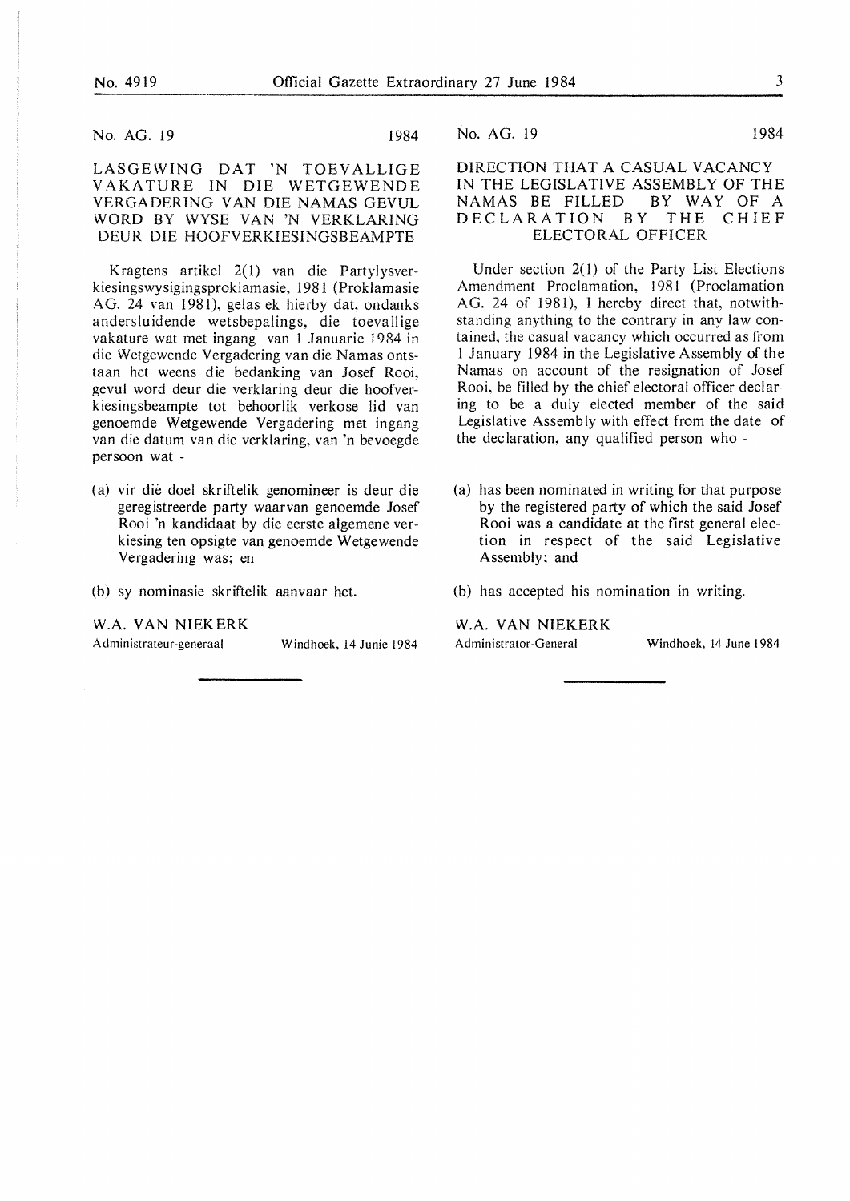No. AG. 19 1984

## LASGEWING DAT 'N TOEVALLIGE VAKATURE IN DIE WETGEWENDE VERGADERING VAN DIE NAMAS GEVUL WORD BY WYSE VAN 'N VERKLARING DEUR DIE HOOFVERKIESINGSBEAMPTE

Kragtens artikel 2(1) van die Partylysverkiesingswysigingsproklamasie, 1981 (Proklamasie AG. 24 van 1981), gelas ek hierby dat, ondanks andersluidende wetsbepalings, die toevallige vakature wat met ingang van 1 Januarie 1984 in die Wetgewende Vergadering van die Namas ontstaan het weens die bedanking van Josef Rooi, gevul word deur die verklaring deur die hoofverkiesingsbeampte tot behoorlik verkose lid van genoemde Wetgewende Vergadering met ingang van die datum van die verklaring, van 'n bevoegde persoon wat -

(a) vir dié doel skriftelik genomineer is deur die geregistreerde party waarvan genoemde Josef Rooi 'n kandidaat by die eerste algemene verkiesing ten opsigte van genoemde Wetgewende Vergadering was; en

(b) sy nominasie skriftelik aanvaar het.

W.A. VAN NIEKERK
Administrateur-generaal — Windhoek, 14 Junie 1984

No. AG. 19 1984

## DIRECTION THAT A CASUAL VACANCY IN THE LEGISLATIVE ASSEMBLY OF THE NAMAS BE FILLED BY WAY OF A DECLARATION BY THE CHIEF ELECTORAL OFFICER

Under section 2(1) of the Party List Elections Amendment Proclamation, 1981 (Proclamation AG. 24 of 1981), I hereby direct that, notwithstanding anything to the contrary in any law contained, the casual vacancy which occurred as from 1 January 1984 in the Legislative Assembly of the Namas on account of the resignation of Josef Rooi, be filled by the chief electoral officer declaring to be a duly elected member of the said Legislative Assembly with effect from the date of the declaration, any qualified person who -

(a) has been nominated in writing for that purpose by the registered party of which the said Josef Rooi was a candidate at the first general election in respect of the said Legislative Assembly; and

(b) has accepted his nomination in writing.

W.A. VAN NIEKERK
Administrator-General — Windhoek, 14 June 1984